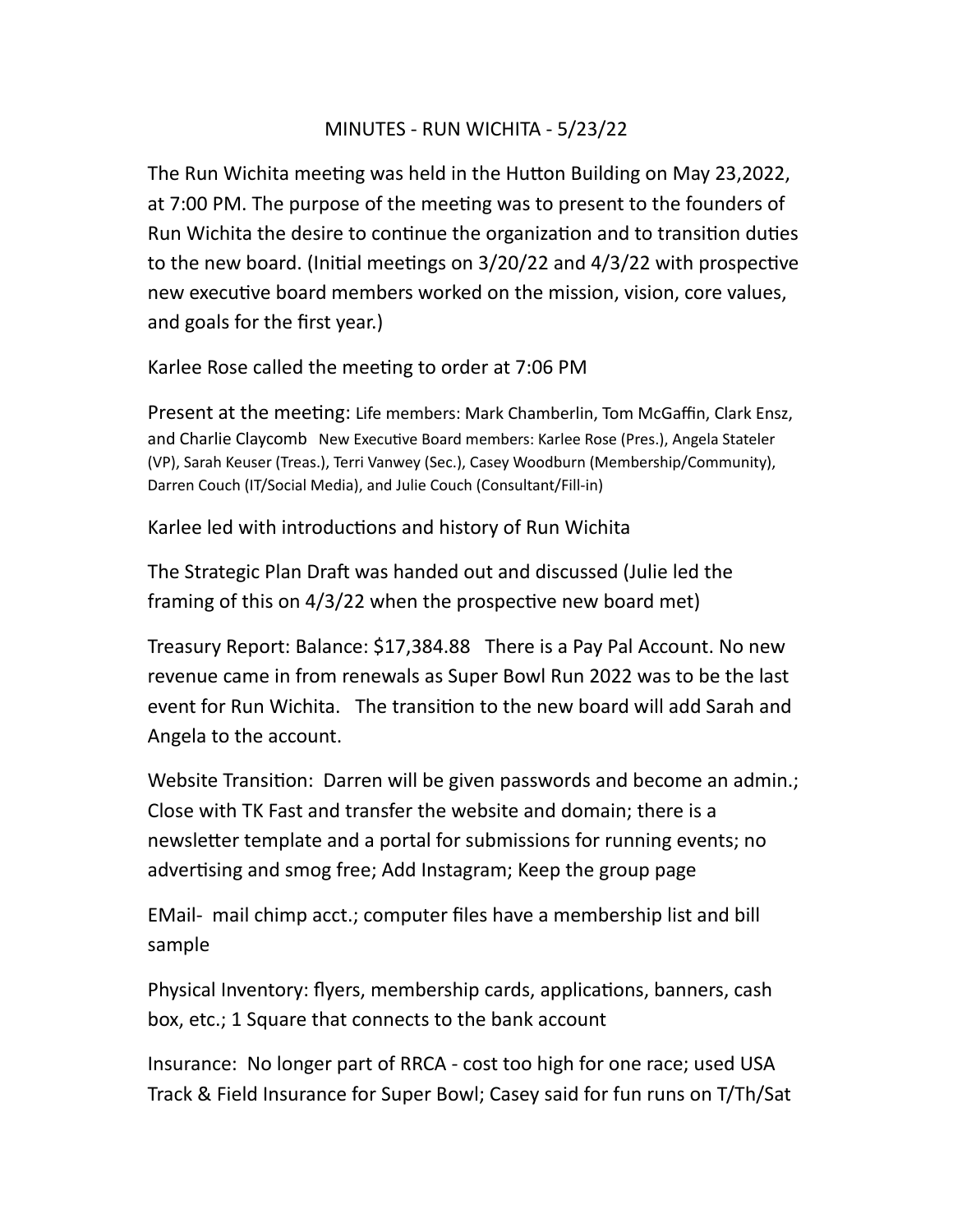# MINUTES - RUN WICHITA - 5/23/22

The Run Wichita meeting was held in the Hutton Building on May 23,2022, at 7:00 PM. The purpose of the meeting was to present to the founders of Run Wichita the desire to continue the organization and to transition duties to the new board. (Initial meetings on 3/20/22 and 4/3/22 with prospective new executive board members worked on the mission, vision, core values, and goals for the first year.)

Karlee Rose called the meeting to order at 7:06 PM

Present at the meeting: Life members: Mark Chamberlin, Tom McGaffin, Clark Ensz, and Charlie Claycomb New Executive Board members: Karlee Rose (Pres.), Angela Stateler (VP), Sarah Keuser (Treas.), Terri Vanwey (Sec.), Casey Woodburn (Membership/Community), Darren Couch (IT/Social Media), and Julie Couch (Consultant/Fill-in)

Karlee led with introductions and history of Run Wichita

The Strategic Plan Draft was handed out and discussed (Julie led the framing of this on 4/3/22 when the prospective new board met)

Treasury Report: Balance: $17,384.88 There is a Pay Pal Account. No new revenue came in from renewals as Super Bowl Run 2022 was to be the last event for Run Wichita. The transition to the new board will add Sarah and Angela to the account.

Website Transition: Darren will be given passwords and become an admin.; Close with TK Fast and transfer the website and domain; there is a newsletter template and a portal for submissions for running events; no advertising and smog free; Add Instagram; Keep the group page

EMail- mail chimp acct.; computer files have a membership list and bill sample

Physical Inventory: flyers, membership cards, applications, banners, cash box, etc.; 1 Square that connects to the bank account

Insurance: No longer part of RRCA - cost too high for one race; used USA Track & Field Insurance for Super Bowl; Casey said for fun runs on T/Th/Sat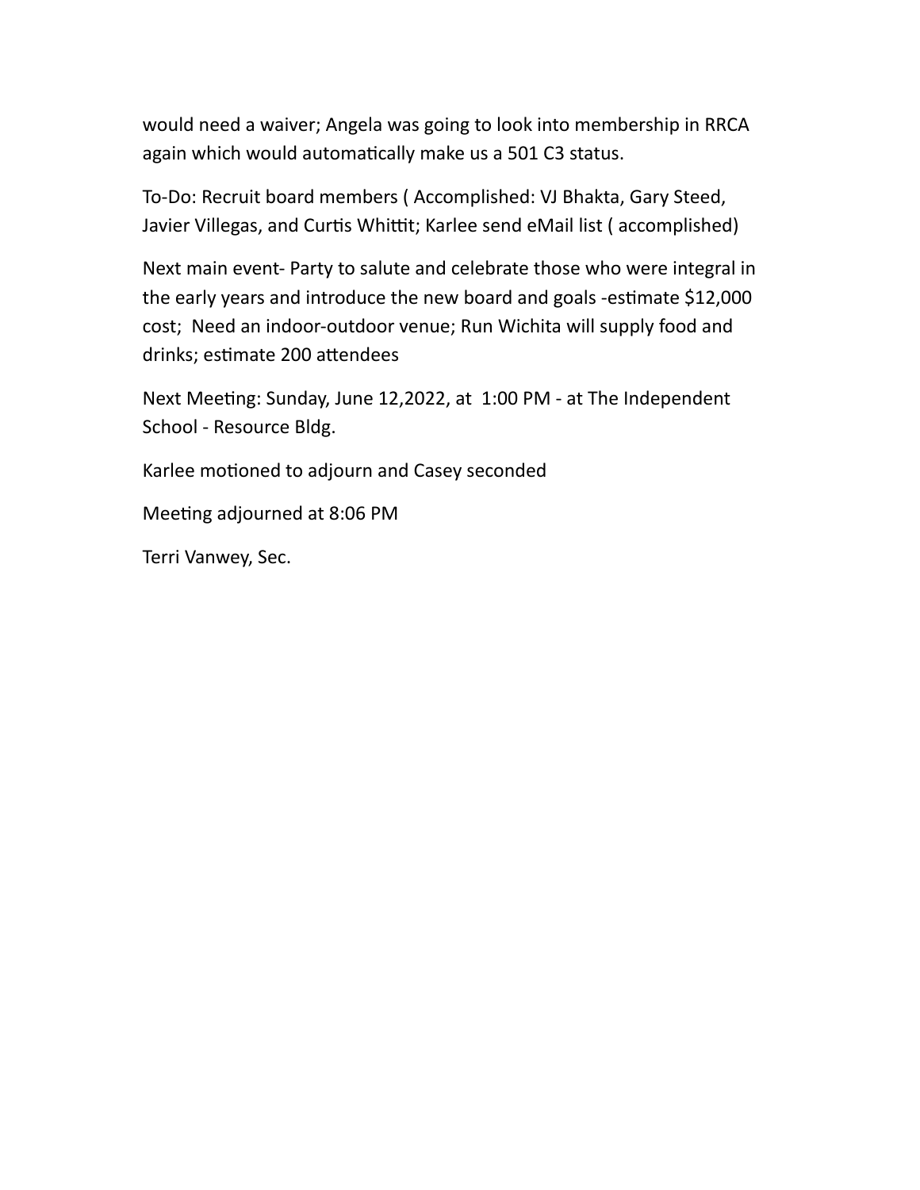would need a waiver; Angela was going to look into membership in RRCA again which would automatically make us a 501 C3 status.

To-Do: Recruit board members ( Accomplished: VJ Bhakta, Gary Steed, Javier Villegas, and Curtis Whittit; Karlee send eMail list ( accomplished)

Next main event- Party to salute and celebrate those who were integral in the early years and introduce the new board and goals -estimate $12,000 cost; Need an indoor-outdoor venue; Run Wichita will supply food and drinks; estimate 200 attendees

Next Meeting: Sunday, June 12,2022, at 1:00 PM - at The Independent School - Resource Bldg.

Karlee motioned to adjourn and Casey seconded

Meeting adjourned at 8:06 PM

Terri Vanwey, Sec.